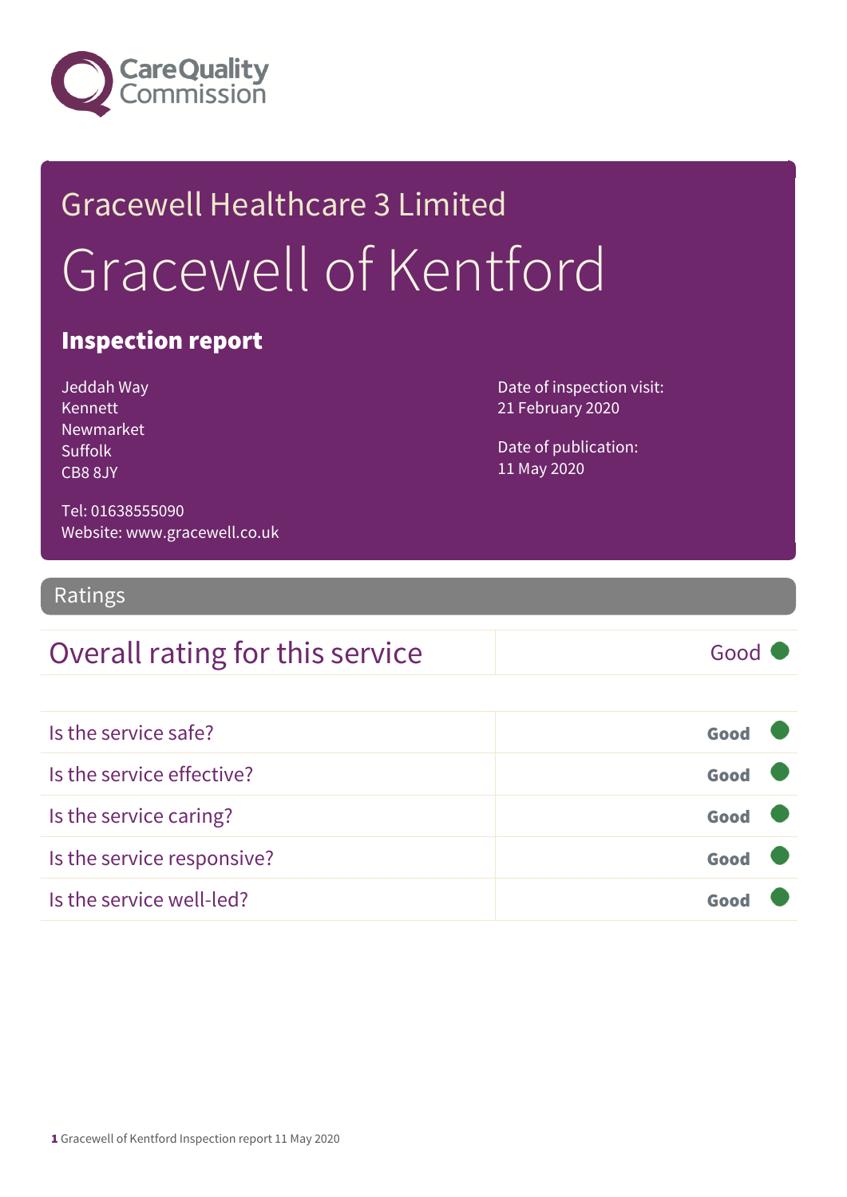Gracewell Healthcare 3 Limited

# Gracewell of Kentford

## Inspection report

Jeddah Way
Kennett
Newmarket
Suffolk
CB8 8JY

Tel: 01638555090
Website: www.gracewell.co.uk

Date of inspection visit:
21 February 2020

Date of publication:
11 May 2020

## Ratings

| Overall rating for this service | Good |
|---|---|

| | |
|---|---|
| Is the service safe? | Good |
| Is the service effective? | Good |
| Is the service caring? | Good |
| Is the service responsive? | Good |
| Is the service well-led? | Good |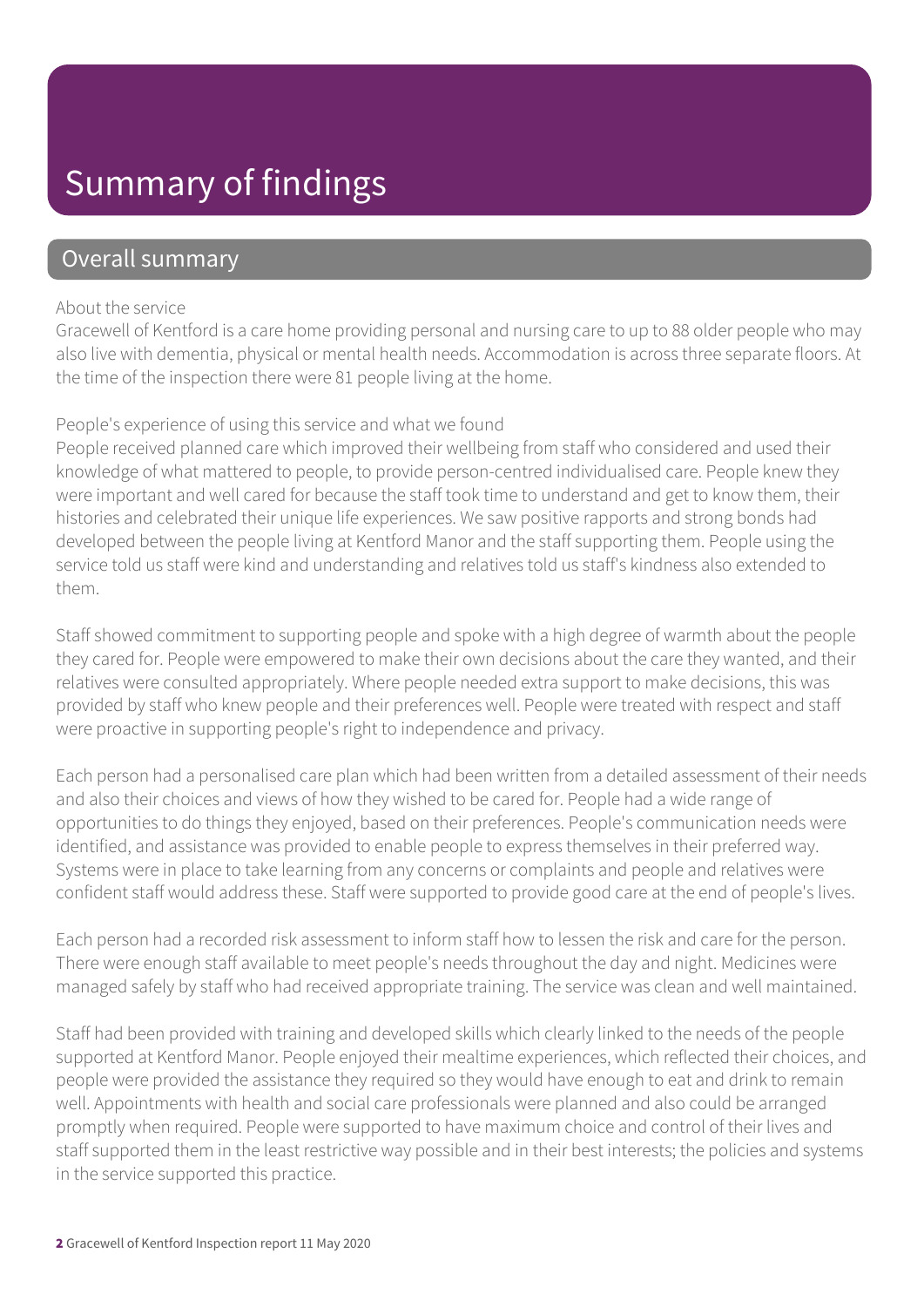# Summary of findings

## Overall summary

About the service

Gracewell of Kentford is a care home providing personal and nursing care to up to 88 older people who may also live with dementia, physical or mental health needs. Accommodation is across three separate floors. At the time of the inspection there were 81 people living at the home.

People's experience of using this service and what we found

People received planned care which improved their wellbeing from staff who considered and used their knowledge of what mattered to people, to provide person-centred individualised care. People knew they were important and well cared for because the staff took time to understand and get to know them, their histories and celebrated their unique life experiences. We saw positive rapports and strong bonds had developed between the people living at Kentford Manor and the staff supporting them. People using the service told us staff were kind and understanding and relatives told us staff's kindness also extended to them.

Staff showed commitment to supporting people and spoke with a high degree of warmth about the people they cared for. People were empowered to make their own decisions about the care they wanted, and their relatives were consulted appropriately. Where people needed extra support to make decisions, this was provided by staff who knew people and their preferences well. People were treated with respect and staff were proactive in supporting people's right to independence and privacy.

Each person had a personalised care plan which had been written from a detailed assessment of their needs and also their choices and views of how they wished to be cared for. People had a wide range of opportunities to do things they enjoyed, based on their preferences. People's communication needs were identified, and assistance was provided to enable people to express themselves in their preferred way. Systems were in place to take learning from any concerns or complaints and people and relatives were confident staff would address these. Staff were supported to provide good care at the end of people's lives.

Each person had a recorded risk assessment to inform staff how to lessen the risk and care for the person. There were enough staff available to meet people's needs throughout the day and night. Medicines were managed safely by staff who had received appropriate training. The service was clean and well maintained.

Staff had been provided with training and developed skills which clearly linked to the needs of the people supported at Kentford Manor. People enjoyed their mealtime experiences, which reflected their choices, and people were provided the assistance they required so they would have enough to eat and drink to remain well. Appointments with health and social care professionals were planned and also could be arranged promptly when required. People were supported to have maximum choice and control of their lives and staff supported them in the least restrictive way possible and in their best interests; the policies and systems in the service supported this practice.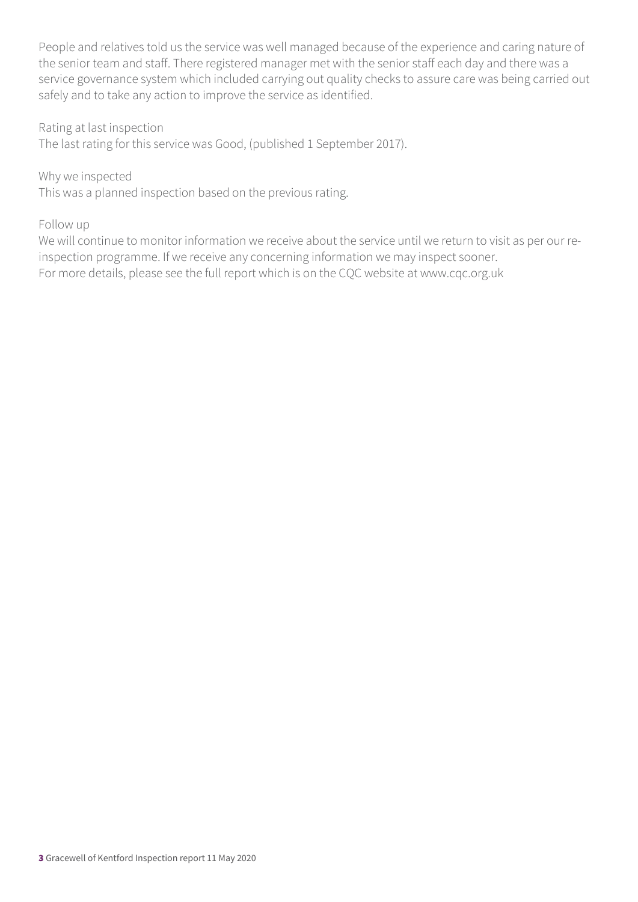People and relatives told us the service was well managed because of the experience and caring nature of the senior team and staff. There registered manager met with the senior staff each day and there was a service governance system which included carrying out quality checks to assure care was being carried out safely and to take any action to improve the service as identified.

Rating at last inspection
The last rating for this service was Good, (published 1 September 2017).

Why we inspected
This was a planned inspection based on the previous rating.

Follow up
We will continue to monitor information we receive about the service until we return to visit as per our re-inspection programme. If we receive any concerning information we may inspect sooner.
For more details, please see the full report which is on the CQC website at www.cqc.org.uk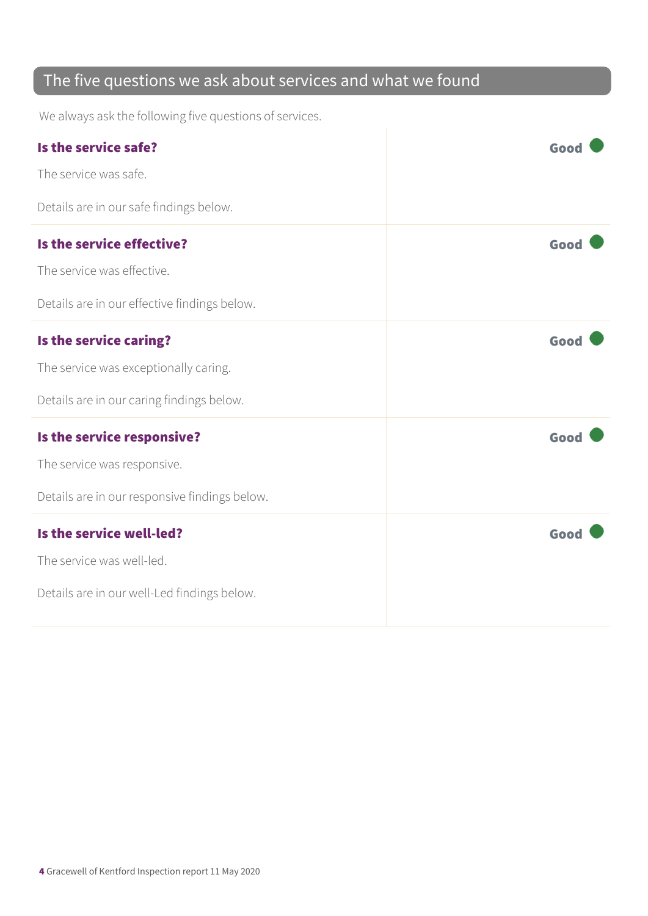## The five questions we ask about services and what we found

We always ask the following five questions of services.

| | |
|---|---|
| **Is the service safe?**<br><br>The service was safe.<br><br>Details are in our safe findings below. | **Good** |
| **Is the service effective?**<br><br>The service was effective.<br><br>Details are in our effective findings below. | **Good** |
| **Is the service caring?**<br><br>The service was exceptionally caring.<br><br>Details are in our caring findings below. | **Good** |
| **Is the service responsive?**<br><br>The service was responsive.<br><br>Details are in our responsive findings below. | **Good** |
| **Is the service well-led?**<br><br>The service was well-led.<br><br>Details are in our well-Led findings below. | **Good** |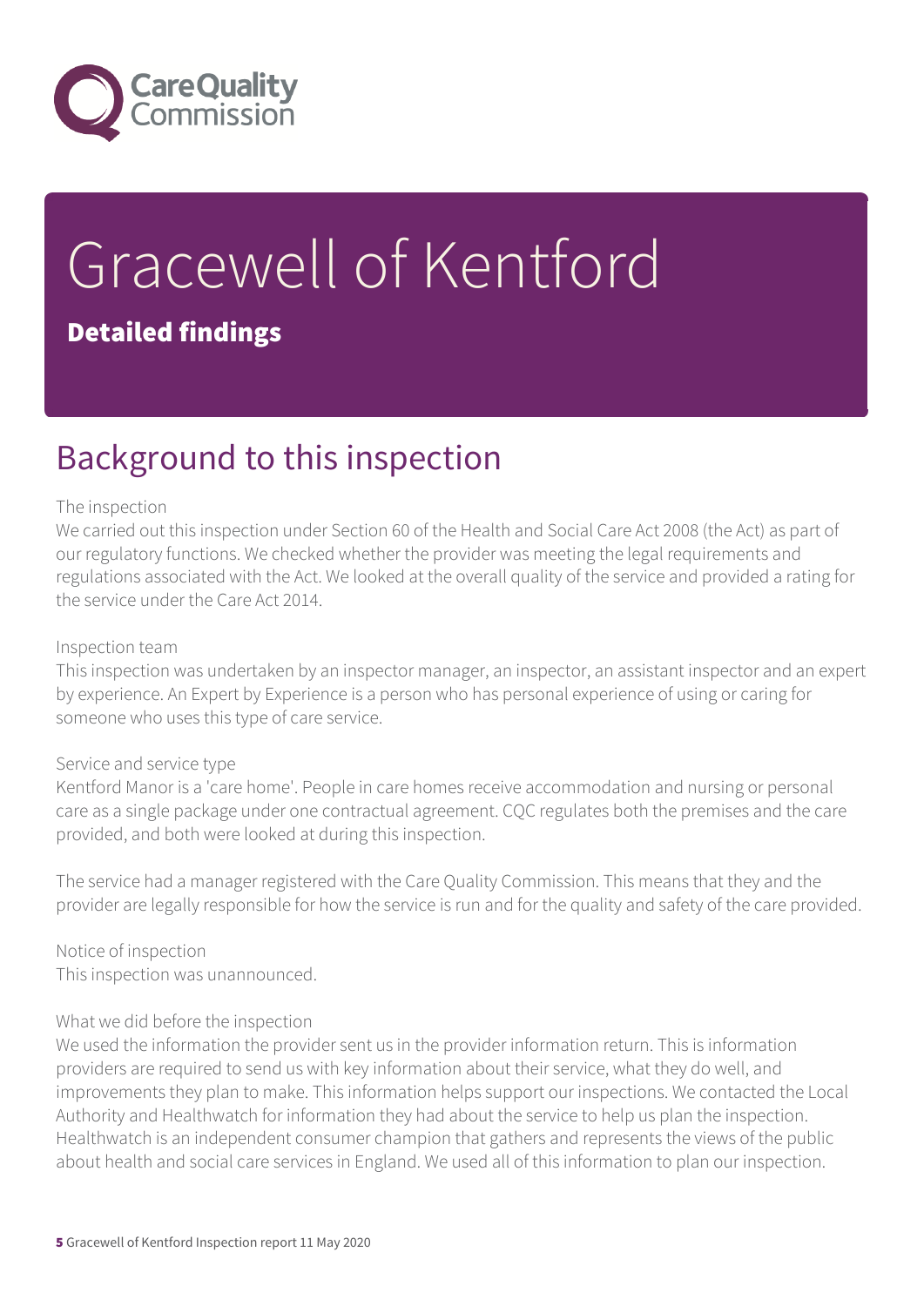# Gracewell of Kentford

## Detailed findings

# Background to this inspection

The inspection

We carried out this inspection under Section 60 of the Health and Social Care Act 2008 (the Act) as part of our regulatory functions. We checked whether the provider was meeting the legal requirements and regulations associated with the Act. We looked at the overall quality of the service and provided a rating for the service under the Care Act 2014.

Inspection team

This inspection was undertaken by an inspector manager, an inspector, an assistant inspector and an expert by experience. An Expert by Experience is a person who has personal experience of using or caring for someone who uses this type of care service.

Service and service type

Kentford Manor is a 'care home'. People in care homes receive accommodation and nursing or personal care as a single package under one contractual agreement. CQC regulates both the premises and the care provided, and both were looked at during this inspection.

The service had a manager registered with the Care Quality Commission. This means that they and the provider are legally responsible for how the service is run and for the quality and safety of the care provided.

Notice of inspection

This inspection was unannounced.

What we did before the inspection

We used the information the provider sent us in the provider information return. This is information providers are required to send us with key information about their service, what they do well, and improvements they plan to make. This information helps support our inspections. We contacted the Local Authority and Healthwatch for information they had about the service to help us plan the inspection. Healthwatch is an independent consumer champion that gathers and represents the views of the public about health and social care services in England. We used all of this information to plan our inspection.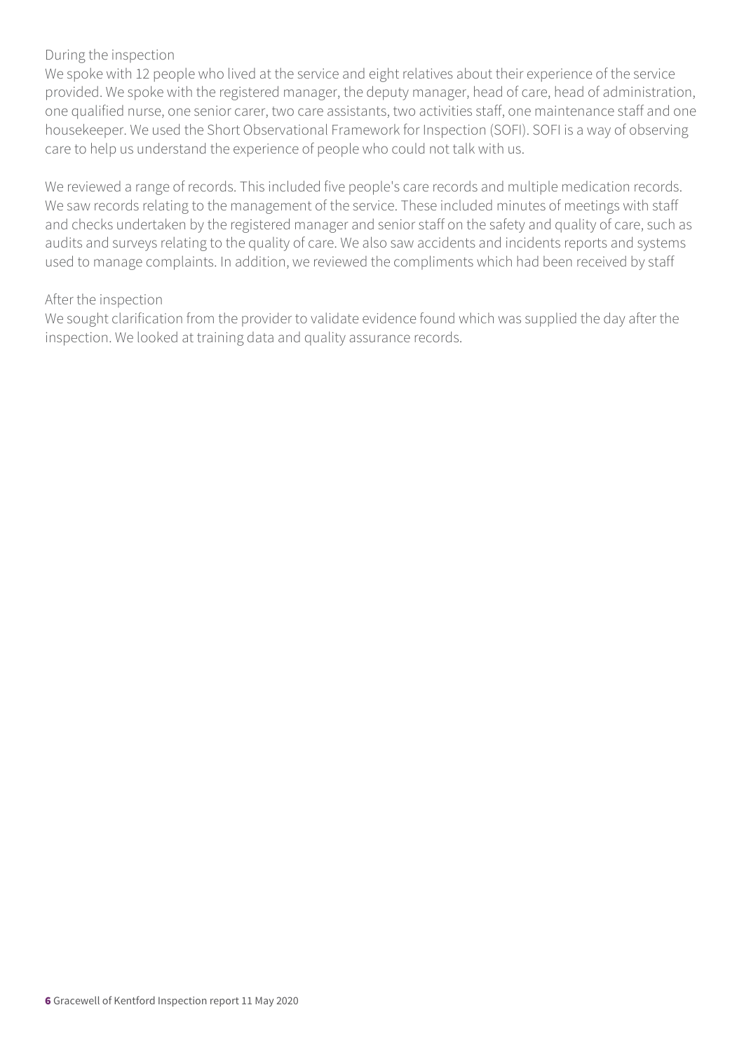During the inspection

We spoke with 12 people who lived at the service and eight relatives about their experience of the service provided. We spoke with the registered manager, the deputy manager, head of care, head of administration, one qualified nurse, one senior carer, two care assistants, two activities staff, one maintenance staff and one housekeeper. We used the Short Observational Framework for Inspection (SOFI). SOFI is a way of observing care to help us understand the experience of people who could not talk with us.

We reviewed a range of records. This included five people's care records and multiple medication records. We saw records relating to the management of the service. These included minutes of meetings with staff and checks undertaken by the registered manager and senior staff on the safety and quality of care, such as audits and surveys relating to the quality of care. We also saw accidents and incidents reports and systems used to manage complaints. In addition, we reviewed the compliments which had been received by staff

After the inspection

We sought clarification from the provider to validate evidence found which was supplied the day after the inspection. We looked at training data and quality assurance records.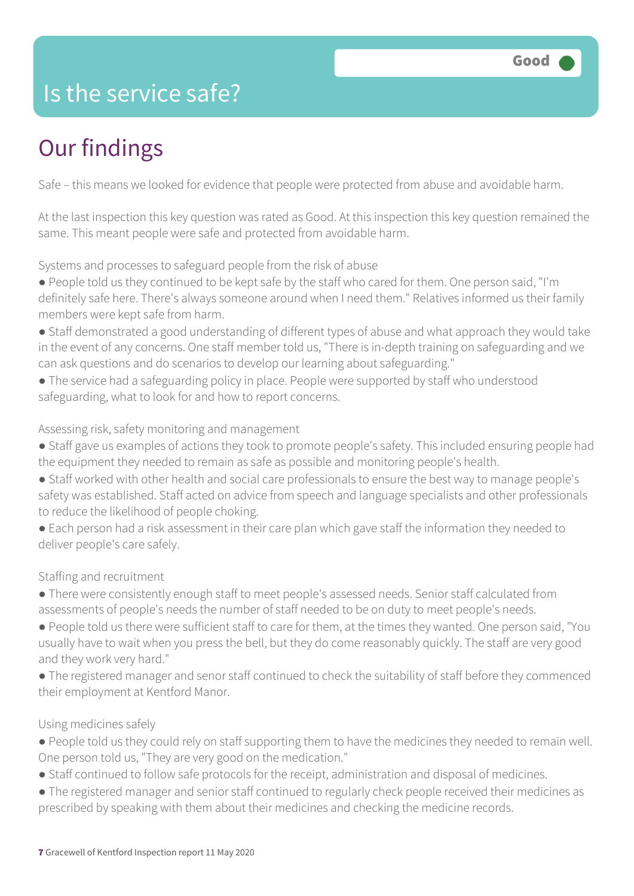# Is the service safe?

Good

## Our findings

Safe – this means we looked for evidence that people were protected from abuse and avoidable harm.

At the last inspection this key question was rated as Good. At this inspection this key question remained the same. This meant people were safe and protected from avoidable harm.

Systems and processes to safeguard people from the risk of abuse

- People told us they continued to be kept safe by the staff who cared for them. One person said, "I'm definitely safe here. There's always someone around when I need them." Relatives informed us their family members were kept safe from harm.
- Staff demonstrated a good understanding of different types of abuse and what approach they would take in the event of any concerns. One staff member told us, "There is in-depth training on safeguarding and we can ask questions and do scenarios to develop our learning about safeguarding."
- The service had a safeguarding policy in place. People were supported by staff who understood safeguarding, what to look for and how to report concerns.

Assessing risk, safety monitoring and management

- Staff gave us examples of actions they took to promote people's safety. This included ensuring people had the equipment they needed to remain as safe as possible and monitoring people's health.
- Staff worked with other health and social care professionals to ensure the best way to manage people's safety was established. Staff acted on advice from speech and language specialists and other professionals to reduce the likelihood of people choking.
- Each person had a risk assessment in their care plan which gave staff the information they needed to deliver people's care safely.

Staffing and recruitment

- There were consistently enough staff to meet people's assessed needs. Senior staff calculated from assessments of people's needs the number of staff needed to be on duty to meet people's needs.
- People told us there were sufficient staff to care for them, at the times they wanted. One person said, "You usually have to wait when you press the bell, but they do come reasonably quickly. The staff are very good and they work very hard."
- The registered manager and senor staff continued to check the suitability of staff before they commenced their employment at Kentford Manor.

Using medicines safely

- People told us they could rely on staff supporting them to have the medicines they needed to remain well. One person told us, "They are very good on the medication."
- Staff continued to follow safe protocols for the receipt, administration and disposal of medicines.
- The registered manager and senior staff continued to regularly check people received their medicines as prescribed by speaking with them about their medicines and checking the medicine records.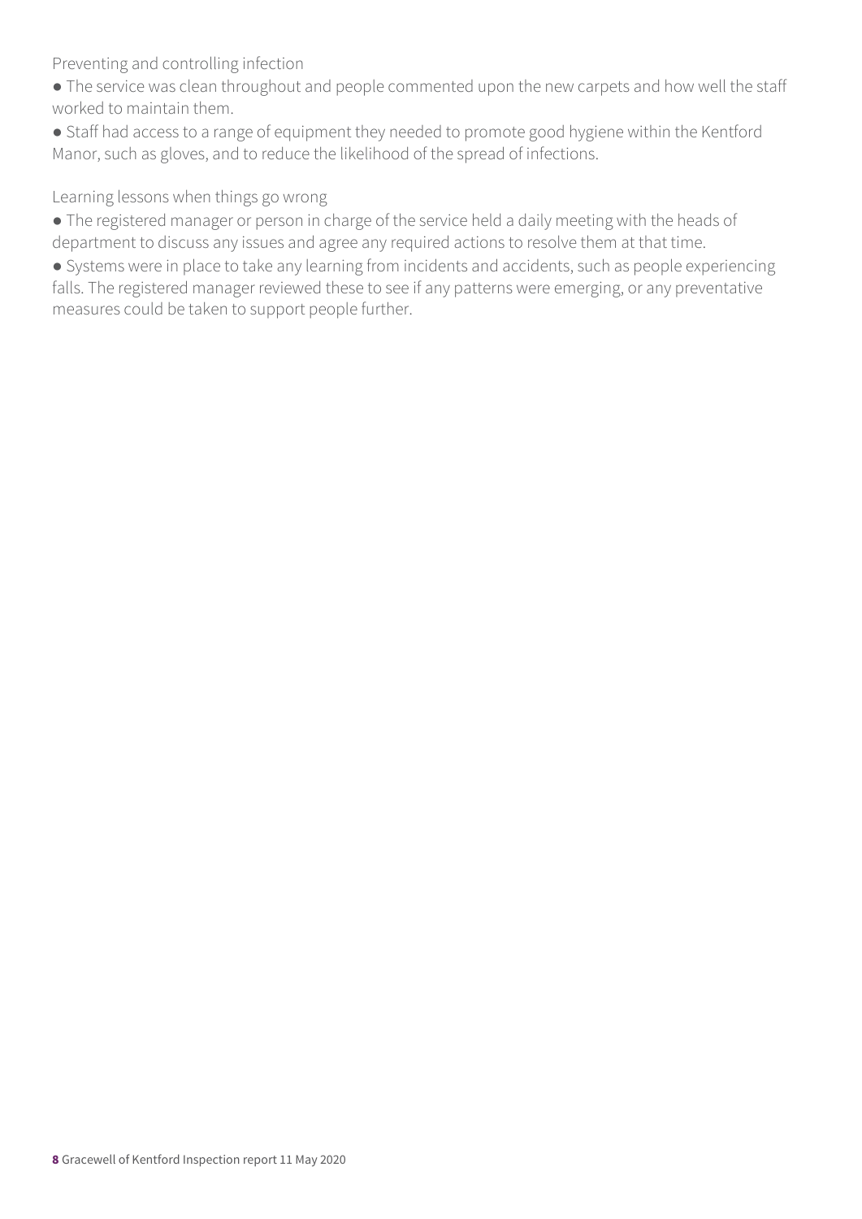### Preventing and controlling infection

- The service was clean throughout and people commented upon the new carpets and how well the staff worked to maintain them.
- Staff had access to a range of equipment they needed to promote good hygiene within the Kentford Manor, such as gloves, and to reduce the likelihood of the spread of infections.

### Learning lessons when things go wrong

- The registered manager or person in charge of the service held a daily meeting with the heads of department to discuss any issues and agree any required actions to resolve them at that time.
- Systems were in place to take any learning from incidents and accidents, such as people experiencing falls. The registered manager reviewed these to see if any patterns were emerging, or any preventative measures could be taken to support people further.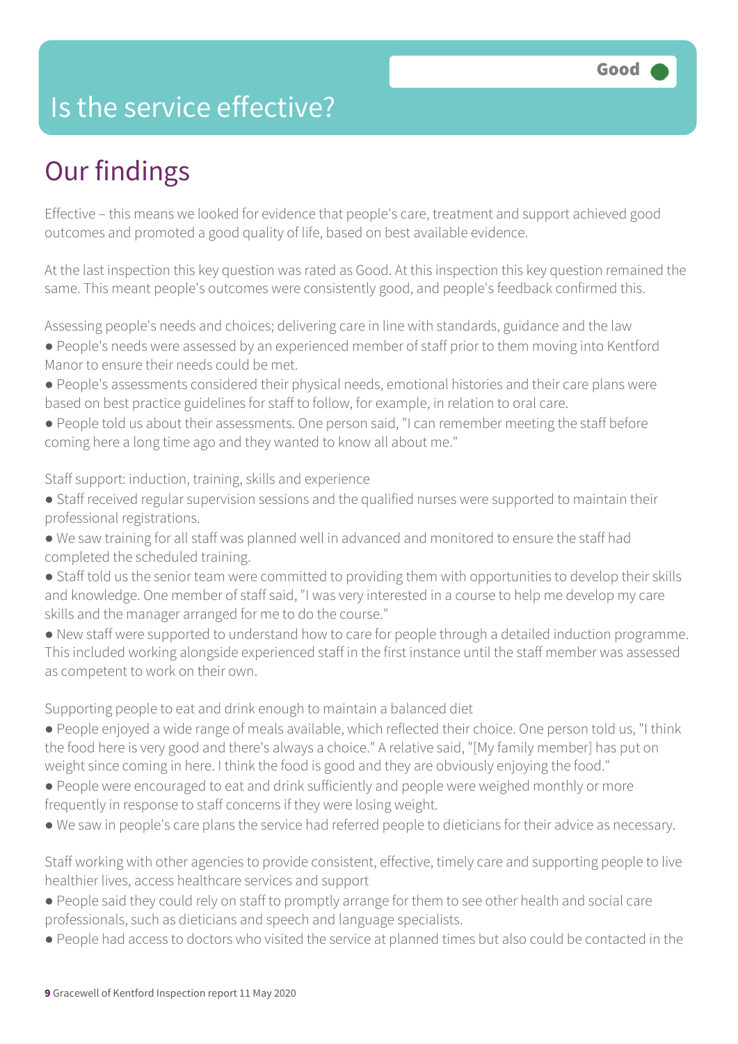# Is the service effective?

Good

## Our findings

Effective – this means we looked for evidence that people's care, treatment and support achieved good outcomes and promoted a good quality of life, based on best available evidence.

At the last inspection this key question was rated as Good. At this inspection this key question remained the same. This meant people's outcomes were consistently good, and people's feedback confirmed this.

Assessing people's needs and choices; delivering care in line with standards, guidance and the law

- People's needs were assessed by an experienced member of staff prior to them moving into Kentford Manor to ensure their needs could be met.
- People's assessments considered their physical needs, emotional histories and their care plans were based on best practice guidelines for staff to follow, for example, in relation to oral care.
- People told us about their assessments. One person said, "I can remember meeting the staff before coming here a long time ago and they wanted to know all about me."

Staff support: induction, training, skills and experience

- Staff received regular supervision sessions and the qualified nurses were supported to maintain their professional registrations.
- We saw training for all staff was planned well in advanced and monitored to ensure the staff had completed the scheduled training.
- Staff told us the senior team were committed to providing them with opportunities to develop their skills and knowledge. One member of staff said, "I was very interested in a course to help me develop my care skills and the manager arranged for me to do the course."
- New staff were supported to understand how to care for people through a detailed induction programme. This included working alongside experienced staff in the first instance until the staff member was assessed as competent to work on their own.

Supporting people to eat and drink enough to maintain a balanced diet

- People enjoyed a wide range of meals available, which reflected their choice. One person told us, "I think the food here is very good and there's always a choice." A relative said, "[My family member] has put on weight since coming in here. I think the food is good and they are obviously enjoying the food."
- People were encouraged to eat and drink sufficiently and people were weighed monthly or more frequently in response to staff concerns if they were losing weight.
- We saw in people's care plans the service had referred people to dieticians for their advice as necessary.

Staff working with other agencies to provide consistent, effective, timely care and supporting people to live healthier lives, access healthcare services and support

- People said they could rely on staff to promptly arrange for them to see other health and social care professionals, such as dieticians and speech and language specialists.
- People had access to doctors who visited the service at planned times but also could be contacted in the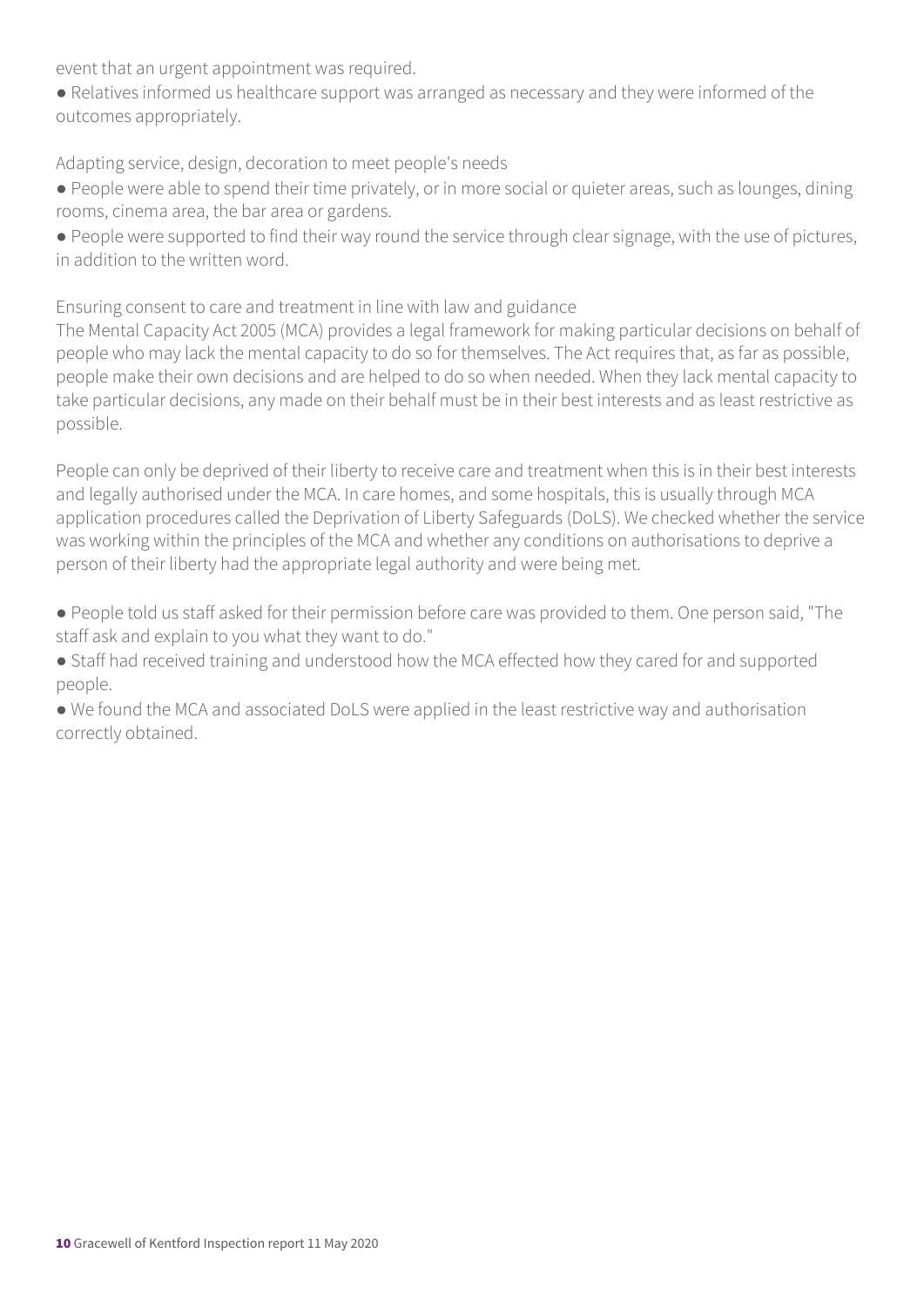event that an urgent appointment was required.

- Relatives informed us healthcare support was arranged as necessary and they were informed of the outcomes appropriately.

Adapting service, design, decoration to meet people's needs

- People were able to spend their time privately, or in more social or quieter areas, such as lounges, dining rooms, cinema area, the bar area or gardens.
- People were supported to find their way round the service through clear signage, with the use of pictures, in addition to the written word.

Ensuring consent to care and treatment in line with law and guidance

The Mental Capacity Act 2005 (MCA) provides a legal framework for making particular decisions on behalf of people who may lack the mental capacity to do so for themselves. The Act requires that, as far as possible, people make their own decisions and are helped to do so when needed. When they lack mental capacity to take particular decisions, any made on their behalf must be in their best interests and as least restrictive as possible.

People can only be deprived of their liberty to receive care and treatment when this is in their best interests and legally authorised under the MCA. In care homes, and some hospitals, this is usually through MCA application procedures called the Deprivation of Liberty Safeguards (DoLS). We checked whether the service was working within the principles of the MCA and whether any conditions on authorisations to deprive a person of their liberty had the appropriate legal authority and were being met.

- People told us staff asked for their permission before care was provided to them. One person said, "The staff ask and explain to you what they want to do."
- Staff had received training and understood how the MCA effected how they cared for and supported people.
- We found the MCA and associated DoLS were applied in the least restrictive way and authorisation correctly obtained.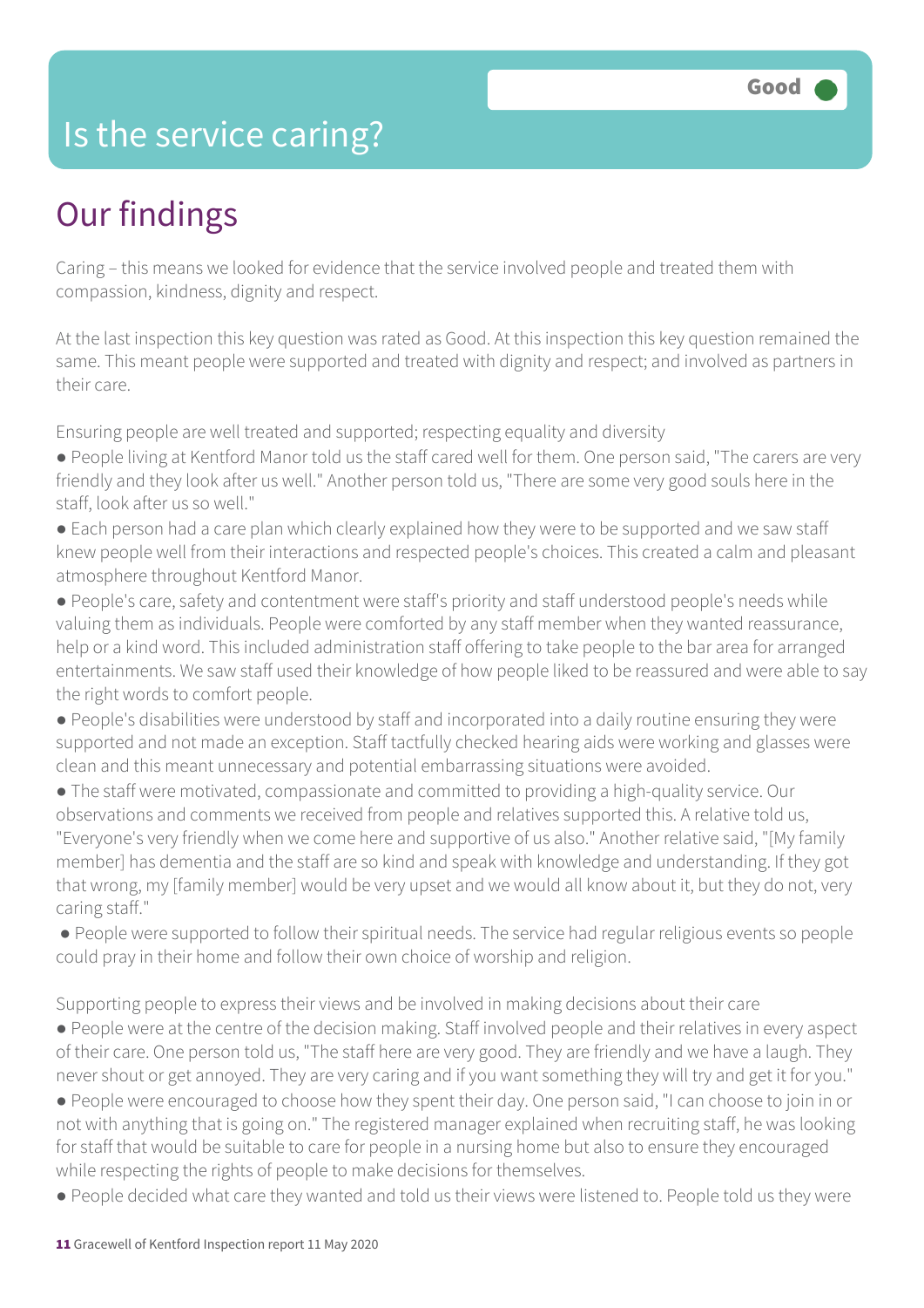# Is the service caring?

Good

## Our findings

Caring – this means we looked for evidence that the service involved people and treated them with compassion, kindness, dignity and respect.

At the last inspection this key question was rated as Good. At this inspection this key question remained the same. This meant people were supported and treated with dignity and respect; and involved as partners in their care.

Ensuring people are well treated and supported; respecting equality and diversity

- People living at Kentford Manor told us the staff cared well for them. One person said, "The carers are very friendly and they look after us well." Another person told us, "There are some very good souls here in the staff, look after us so well."
- Each person had a care plan which clearly explained how they were to be supported and we saw staff knew people well from their interactions and respected people's choices. This created a calm and pleasant atmosphere throughout Kentford Manor.
- People's care, safety and contentment were staff's priority and staff understood people's needs while valuing them as individuals. People were comforted by any staff member when they wanted reassurance, help or a kind word. This included administration staff offering to take people to the bar area for arranged entertainments. We saw staff used their knowledge of how people liked to be reassured and were able to say the right words to comfort people.
- People's disabilities were understood by staff and incorporated into a daily routine ensuring they were supported and not made an exception. Staff tactfully checked hearing aids were working and glasses were clean and this meant unnecessary and potential embarrassing situations were avoided.
- The staff were motivated, compassionate and committed to providing a high-quality service. Our observations and comments we received from people and relatives supported this. A relative told us, "Everyone's very friendly when we come here and supportive of us also." Another relative said, "[My family member] has dementia and the staff are so kind and speak with knowledge and understanding. If they got that wrong, my [family member] would be very upset and we would all know about it, but they do not, very caring staff."
- People were supported to follow their spiritual needs. The service had regular religious events so people could pray in their home and follow their own choice of worship and religion.

Supporting people to express their views and be involved in making decisions about their care

- People were at the centre of the decision making. Staff involved people and their relatives in every aspect of their care. One person told us, "The staff here are very good. They are friendly and we have a laugh. They never shout or get annoyed. They are very caring and if you want something they will try and get it for you."
- People were encouraged to choose how they spent their day. One person said, "I can choose to join in or not with anything that is going on." The registered manager explained when recruiting staff, he was looking for staff that would be suitable to care for people in a nursing home but also to ensure they encouraged while respecting the rights of people to make decisions for themselves.
- People decided what care they wanted and told us their views were listened to. People told us they were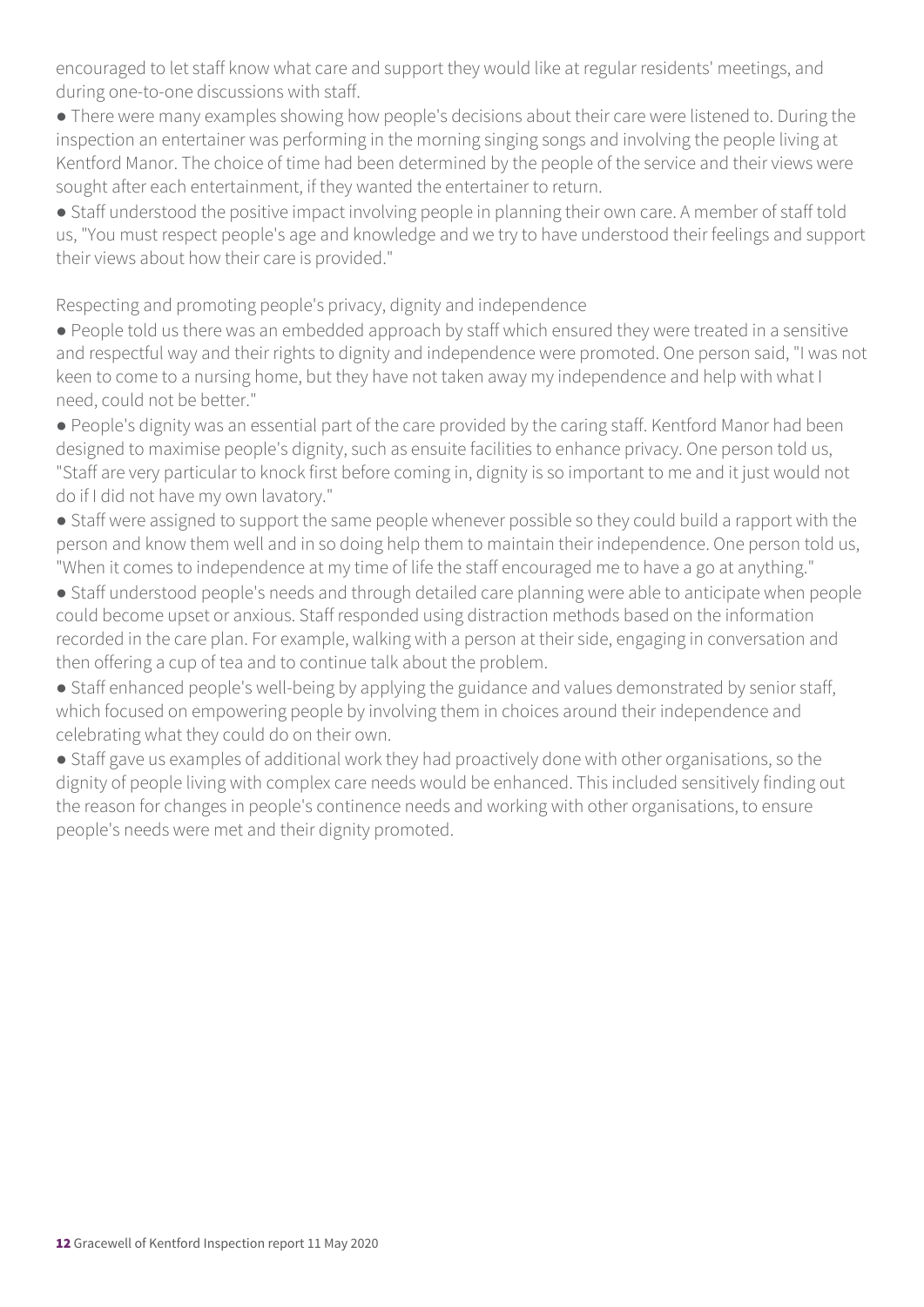encouraged to let staff know what care and support they would like at regular residents' meetings, and during one-to-one discussions with staff.

- There were many examples showing how people's decisions about their care were listened to. During the inspection an entertainer was performing in the morning singing songs and involving the people living at Kentford Manor. The choice of time had been determined by the people of the service and their views were sought after each entertainment, if they wanted the entertainer to return.
- Staff understood the positive impact involving people in planning their own care. A member of staff told us, "You must respect people's age and knowledge and we try to have understood their feelings and support their views about how their care is provided."

Respecting and promoting people's privacy, dignity and independence

- People told us there was an embedded approach by staff which ensured they were treated in a sensitive and respectful way and their rights to dignity and independence were promoted. One person said, "I was not keen to come to a nursing home, but they have not taken away my independence and help with what I need, could not be better."
- People's dignity was an essential part of the care provided by the caring staff. Kentford Manor had been designed to maximise people's dignity, such as ensuite facilities to enhance privacy. One person told us, "Staff are very particular to knock first before coming in, dignity is so important to me and it just would not do if I did not have my own lavatory."
- Staff were assigned to support the same people whenever possible so they could build a rapport with the person and know them well and in so doing help them to maintain their independence. One person told us, "When it comes to independence at my time of life the staff encouraged me to have a go at anything."
- Staff understood people's needs and through detailed care planning were able to anticipate when people could become upset or anxious. Staff responded using distraction methods based on the information recorded in the care plan. For example, walking with a person at their side, engaging in conversation and then offering a cup of tea and to continue talk about the problem.
- Staff enhanced people's well-being by applying the guidance and values demonstrated by senior staff, which focused on empowering people by involving them in choices around their independence and celebrating what they could do on their own.
- Staff gave us examples of additional work they had proactively done with other organisations, so the dignity of people living with complex care needs would be enhanced. This included sensitively finding out the reason for changes in people's continence needs and working with other organisations, to ensure people's needs were met and their dignity promoted.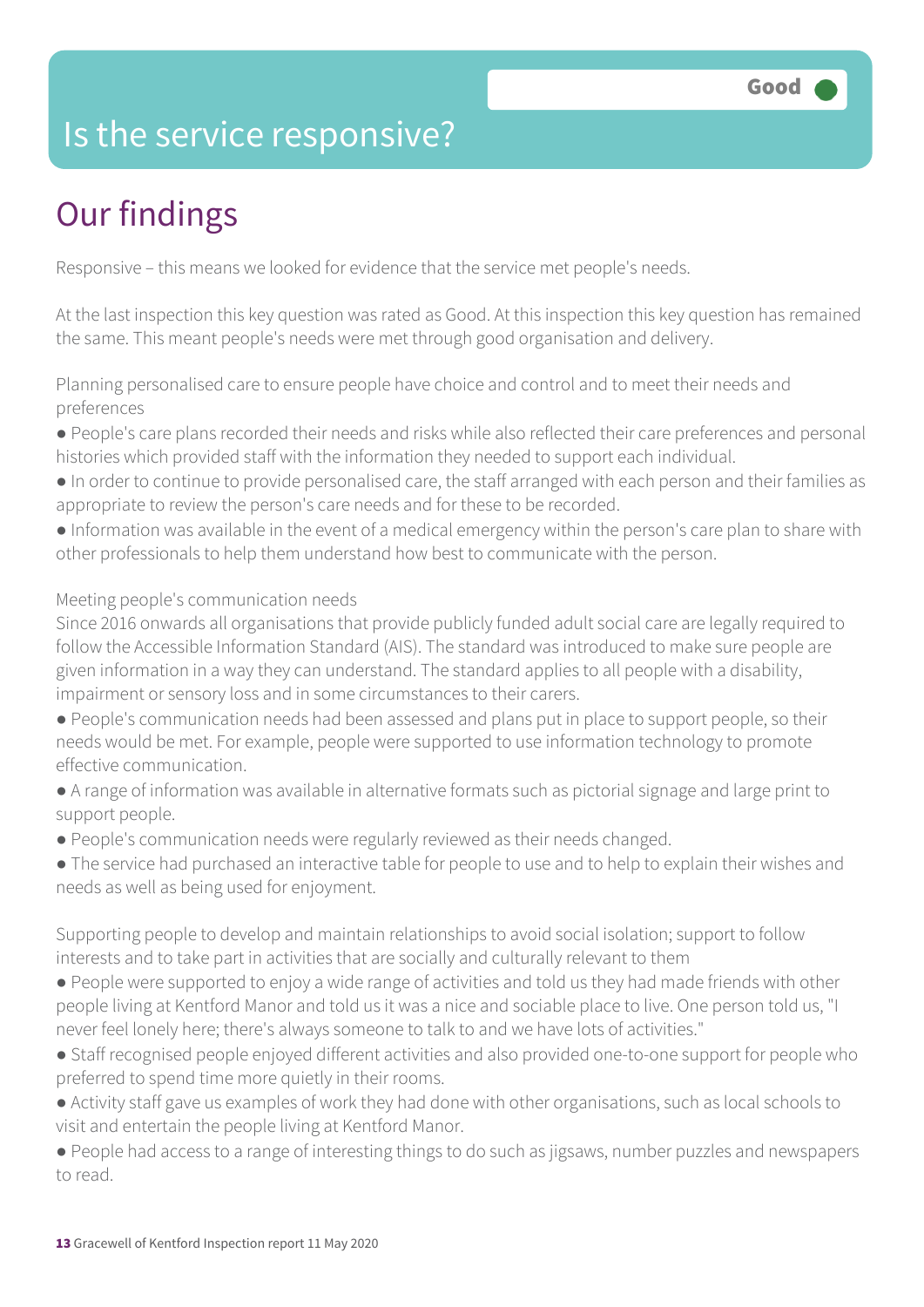# Is the service responsive?

**Good**

## Our findings

Responsive – this means we looked for evidence that the service met people's needs.

At the last inspection this key question was rated as Good. At this inspection this key question has remained the same. This meant people's needs were met through good organisation and delivery.

Planning personalised care to ensure people have choice and control and to meet their needs and preferences

- People's care plans recorded their needs and risks while also reflected their care preferences and personal histories which provided staff with the information they needed to support each individual.
- In order to continue to provide personalised care, the staff arranged with each person and their families as appropriate to review the person's care needs and for these to be recorded.
- Information was available in the event of a medical emergency within the person's care plan to share with other professionals to help them understand how best to communicate with the person.

Meeting people's communication needs

Since 2016 onwards all organisations that provide publicly funded adult social care are legally required to follow the Accessible Information Standard (AIS). The standard was introduced to make sure people are given information in a way they can understand. The standard applies to all people with a disability, impairment or sensory loss and in some circumstances to their carers.

- People's communication needs had been assessed and plans put in place to support people, so their needs would be met. For example, people were supported to use information technology to promote effective communication.
- A range of information was available in alternative formats such as pictorial signage and large print to support people.
- People's communication needs were regularly reviewed as their needs changed.
- The service had purchased an interactive table for people to use and to help to explain their wishes and needs as well as being used for enjoyment.

Supporting people to develop and maintain relationships to avoid social isolation; support to follow interests and to take part in activities that are socially and culturally relevant to them

- People were supported to enjoy a wide range of activities and told us they had made friends with other people living at Kentford Manor and told us it was a nice and sociable place to live. One person told us, "I never feel lonely here; there's always someone to talk to and we have lots of activities."
- Staff recognised people enjoyed different activities and also provided one-to-one support for people who preferred to spend time more quietly in their rooms.
- Activity staff gave us examples of work they had done with other organisations, such as local schools to visit and entertain the people living at Kentford Manor.
- People had access to a range of interesting things to do such as jigsaws, number puzzles and newspapers to read.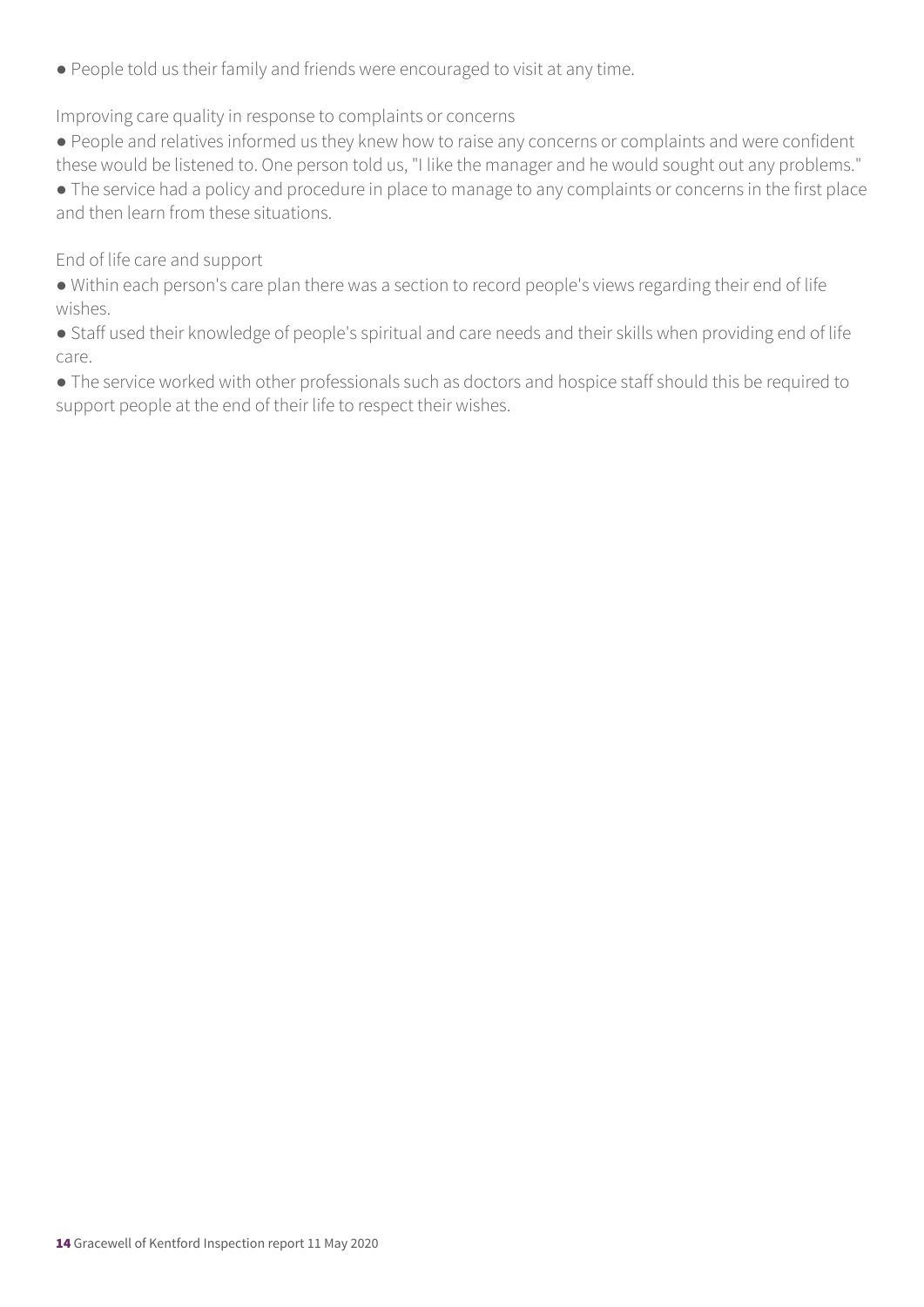● People told us their family and friends were encouraged to visit at any time.

Improving care quality in response to complaints or concerns

● People and relatives informed us they knew how to raise any concerns or complaints and were confident these would be listened to. One person told us, "I like the manager and he would sought out any problems."
● The service had a policy and procedure in place to manage to any complaints or concerns in the first place and then learn from these situations.

End of life care and support

● Within each person's care plan there was a section to record people's views regarding their end of life wishes.
● Staff used their knowledge of people's spiritual and care needs and their skills when providing end of life care.
● The service worked with other professionals such as doctors and hospice staff should this be required to support people at the end of their life to respect their wishes.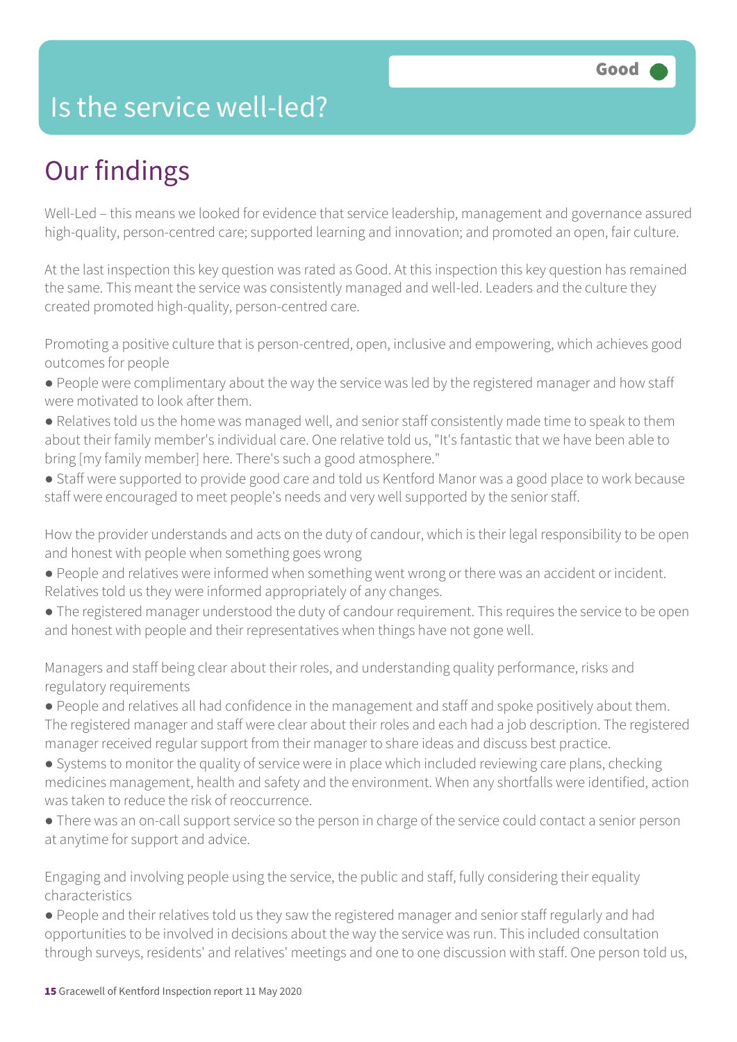# Is the service well-led?

Good

## Our findings

Well-Led – this means we looked for evidence that service leadership, management and governance assured high-quality, person-centred care; supported learning and innovation; and promoted an open, fair culture.

At the last inspection this key question was rated as Good. At this inspection this key question has remained the same. This meant the service was consistently managed and well-led. Leaders and the culture they created promoted high-quality, person-centred care.

Promoting a positive culture that is person-centred, open, inclusive and empowering, which achieves good outcomes for people

- People were complimentary about the way the service was led by the registered manager and how staff were motivated to look after them.
- Relatives told us the home was managed well, and senior staff consistently made time to speak to them about their family member's individual care. One relative told us, "It's fantastic that we have been able to bring [my family member] here. There's such a good atmosphere."
- Staff were supported to provide good care and told us Kentford Manor was a good place to work because staff were encouraged to meet people's needs and very well supported by the senior staff.

How the provider understands and acts on the duty of candour, which is their legal responsibility to be open and honest with people when something goes wrong

- People and relatives were informed when something went wrong or there was an accident or incident. Relatives told us they were informed appropriately of any changes.
- The registered manager understood the duty of candour requirement. This requires the service to be open and honest with people and their representatives when things have not gone well.

Managers and staff being clear about their roles, and understanding quality performance, risks and regulatory requirements

- People and relatives all had confidence in the management and staff and spoke positively about them. The registered manager and staff were clear about their roles and each had a job description. The registered manager received regular support from their manager to share ideas and discuss best practice.
- Systems to monitor the quality of service were in place which included reviewing care plans, checking medicines management, health and safety and the environment. When any shortfalls were identified, action was taken to reduce the risk of reoccurrence.
- There was an on-call support service so the person in charge of the service could contact a senior person at anytime for support and advice.

Engaging and involving people using the service, the public and staff, fully considering their equality characteristics

- People and their relatives told us they saw the registered manager and senior staff regularly and had opportunities to be involved in decisions about the way the service was run. This included consultation through surveys, residents' and relatives' meetings and one to one discussion with staff. One person told us,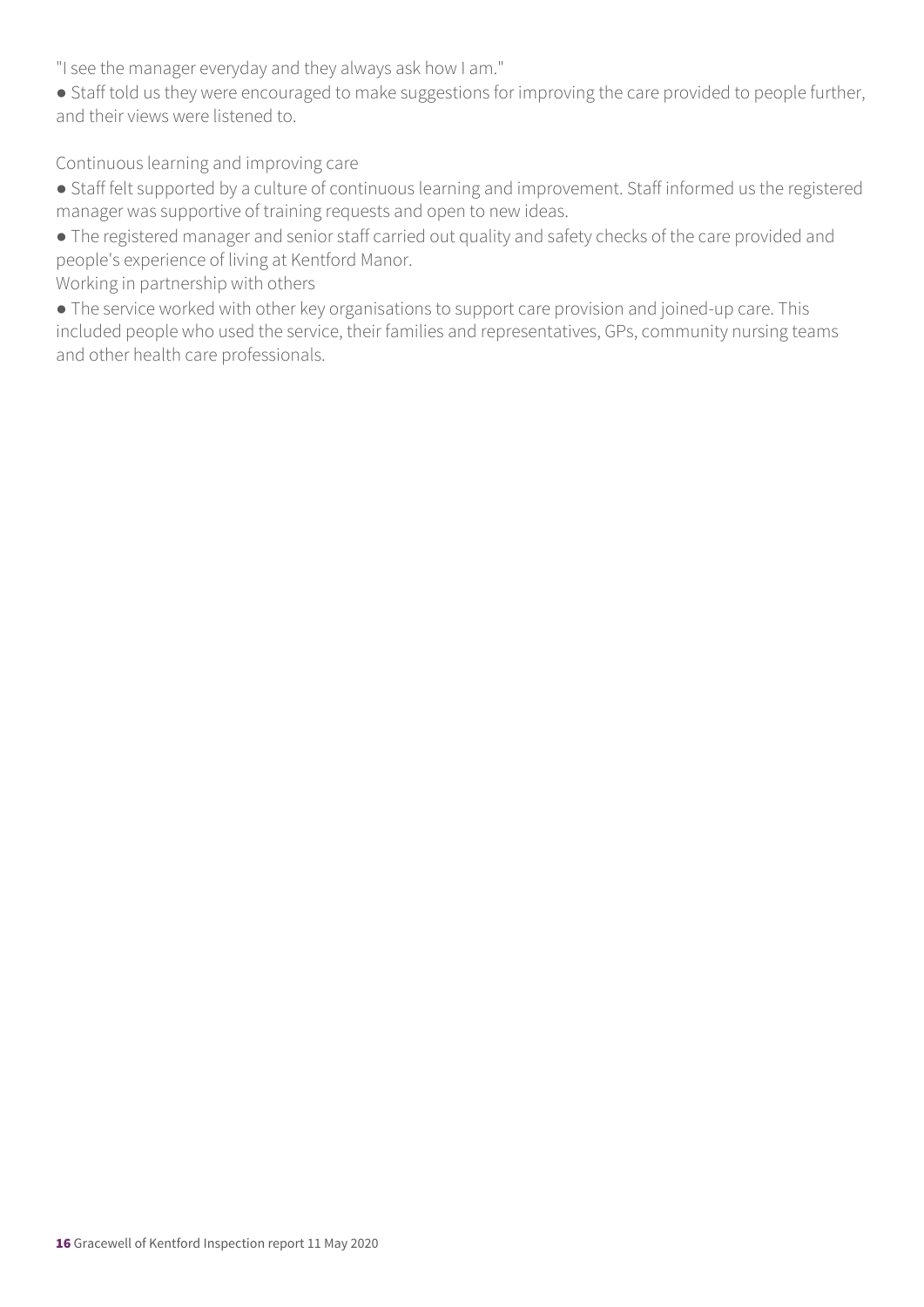"I see the manager everyday and they always ask how I am."

- Staff told us they were encouraged to make suggestions for improving the care provided to people further, and their views were listened to.

Continuous learning and improving care

- Staff felt supported by a culture of continuous learning and improvement. Staff informed us the registered manager was supportive of training requests and open to new ideas.
- The registered manager and senior staff carried out quality and safety checks of the care provided and people's experience of living at Kentford Manor.

Working in partnership with others

- The service worked with other key organisations to support care provision and joined-up care. This included people who used the service, their families and representatives, GPs, community nursing teams and other health care professionals.